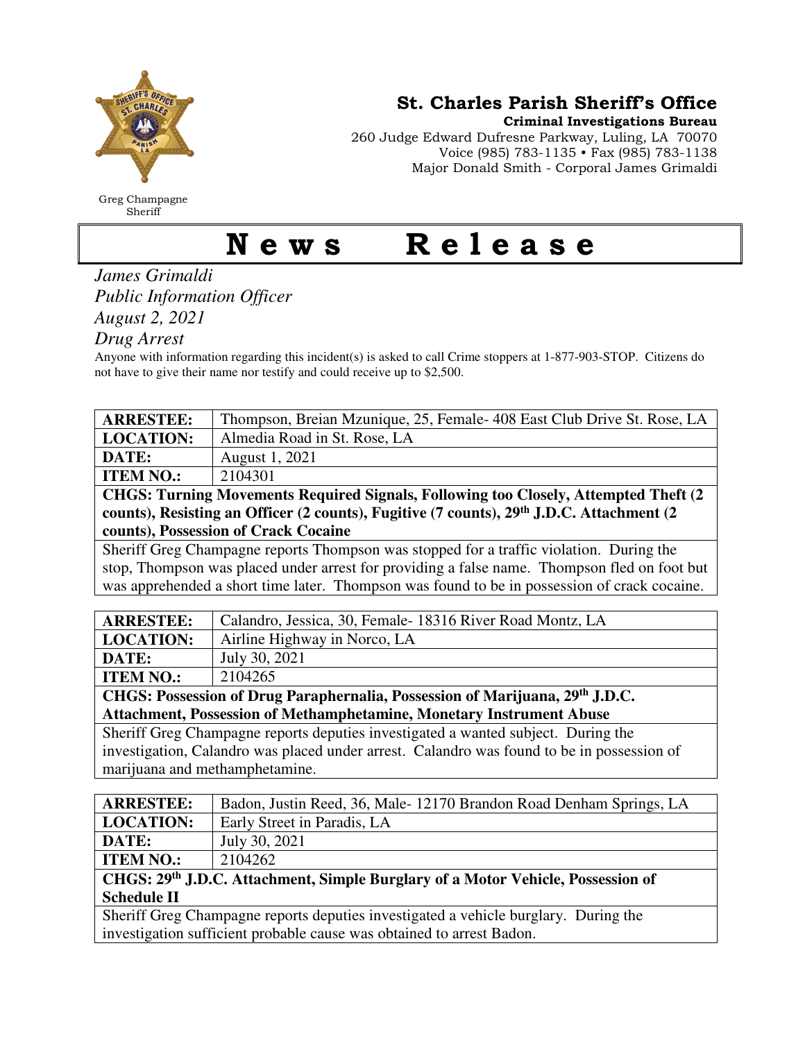# St. Charles Parish Sheriff's Office

**Criminal Investigations Bureau**
260 Judge Edward Dufresne Parkway, Luling, LA 70070
Voice (985) 783-1135 • Fax (985) 783-1138
Major Donald Smith - Corporal James Grimaldi

Greg Champagne
Sheriff

# News Release

*James Grimaldi*
*Public Information Officer*
*August 2, 2021*
*Drug Arrest*

Anyone with information regarding this incident(s) is asked to call Crime stoppers at 1-877-903-STOP. Citizens do not have to give their name nor testify and could receive up to $2,500.

| **ARRESTEE:** | Thompson, Breian Mzunique, 25, Female- 408 East Club Drive St. Rose, LA |
|---|---|
| **LOCATION:** | Almedia Road in St. Rose, LA |
| **DATE:** | August 1, 2021 |
| **ITEM NO.:** | 2104301 |
| **CHGS: Turning Movements Required Signals, Following too Closely, Attempted Theft (2 counts), Resisting an Officer (2 counts), Fugitive (7 counts), 29th J.D.C. Attachment (2 counts), Possession of Crack Cocaine** | |
| Sheriff Greg Champagne reports Thompson was stopped for a traffic violation. During the stop, Thompson was placed under arrest for providing a false name. Thompson fled on foot but was apprehended a short time later. Thompson was found to be in possession of crack cocaine. | |

| **ARRESTEE:** | Calandro, Jessica, 30, Female- 18316 River Road Montz, LA |
|---|---|
| **LOCATION:** | Airline Highway in Norco, LA |
| **DATE:** | July 30, 2021 |
| **ITEM NO.:** | 2104265 |
| **CHGS: Possession of Drug Paraphernalia, Possession of Marijuana, 29th J.D.C. Attachment, Possession of Methamphetamine, Monetary Instrument Abuse** | |
| Sheriff Greg Champagne reports deputies investigated a wanted subject. During the investigation, Calandro was placed under arrest. Calandro was found to be in possession of marijuana and methamphetamine. | |

| **ARRESTEE:** | Badon, Justin Reed, 36, Male- 12170 Brandon Road Denham Springs, LA |
|---|---|
| **LOCATION:** | Early Street in Paradis, LA |
| **DATE:** | July 30, 2021 |
| **ITEM NO.:** | 2104262 |
| **CHGS: 29th J.D.C. Attachment, Simple Burglary of a Motor Vehicle, Possession of Schedule II** | |
| Sheriff Greg Champagne reports deputies investigated a vehicle burglary. During the investigation sufficient probable cause was obtained to arrest Badon. | |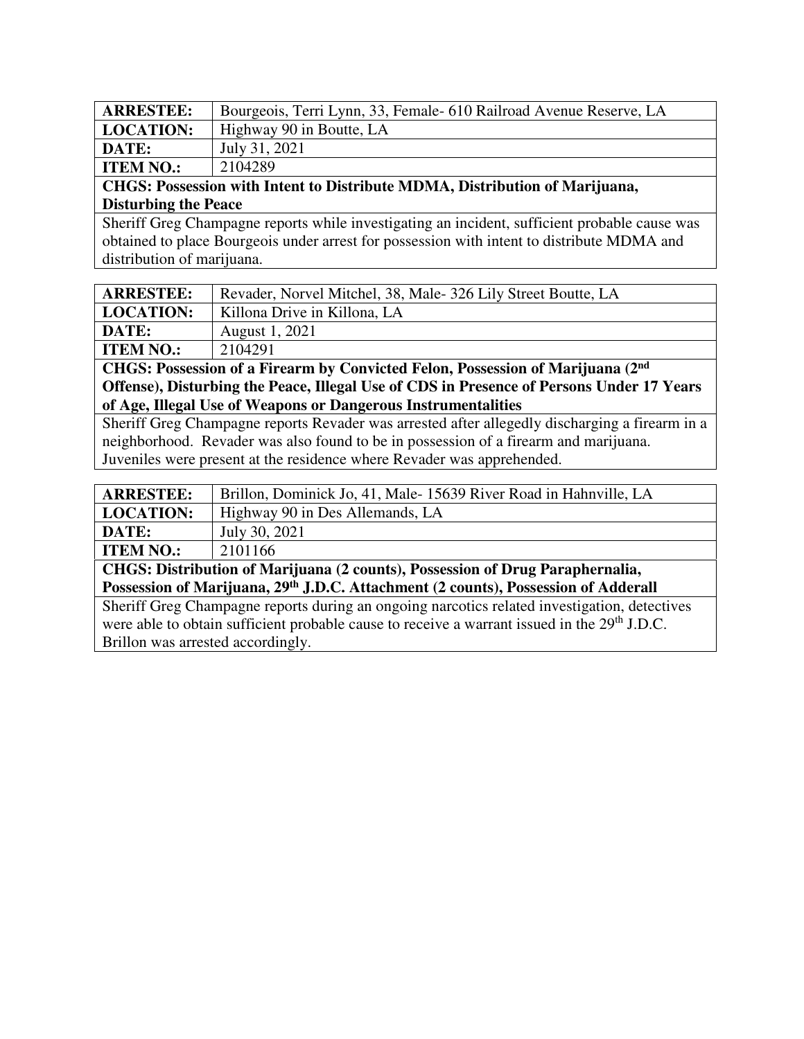| | |
|---|---|
| **ARRESTEE:** | Bourgeois, Terri Lynn, 33, Female- 610 Railroad Avenue Reserve, LA |
| **LOCATION:** | Highway 90 in Boutte, LA |
| **DATE:** | July 31, 2021 |
| **ITEM NO.:** | 2104289 |

**CHGS: Possession with Intent to Distribute MDMA, Distribution of Marijuana, Disturbing the Peace**

Sheriff Greg Champagne reports while investigating an incident, sufficient probable cause was obtained to place Bourgeois under arrest for possession with intent to distribute MDMA and distribution of marijuana.

| | |
|---|---|
| **ARRESTEE:** | Revader, Norvel Mitchel, 38, Male- 326 Lily Street Boutte, LA |
| **LOCATION:** | Killona Drive in Killona, LA |
| **DATE:** | August 1, 2021 |
| **ITEM NO.:** | 2104291 |

**CHGS: Possession of a Firearm by Convicted Felon, Possession of Marijuana (2nd Offense), Disturbing the Peace, Illegal Use of CDS in Presence of Persons Under 17 Years of Age, Illegal Use of Weapons or Dangerous Instrumentalities**

Sheriff Greg Champagne reports Revader was arrested after allegedly discharging a firearm in a neighborhood. Revader was also found to be in possession of a firearm and marijuana. Juveniles were present at the residence where Revader was apprehended.

| | |
|---|---|
| **ARRESTEE:** | Brillon, Dominick Jo, 41, Male- 15639 River Road in Hahnville, LA |
| **LOCATION:** | Highway 90 in Des Allemands, LA |
| **DATE:** | July 30, 2021 |
| **ITEM NO.:** | 2101166 |

**CHGS: Distribution of Marijuana (2 counts), Possession of Drug Paraphernalia, Possession of Marijuana, 29th J.D.C. Attachment (2 counts), Possession of Adderall**

Sheriff Greg Champagne reports during an ongoing narcotics related investigation, detectives were able to obtain sufficient probable cause to receive a warrant issued in the 29th J.D.C. Brillon was arrested accordingly.